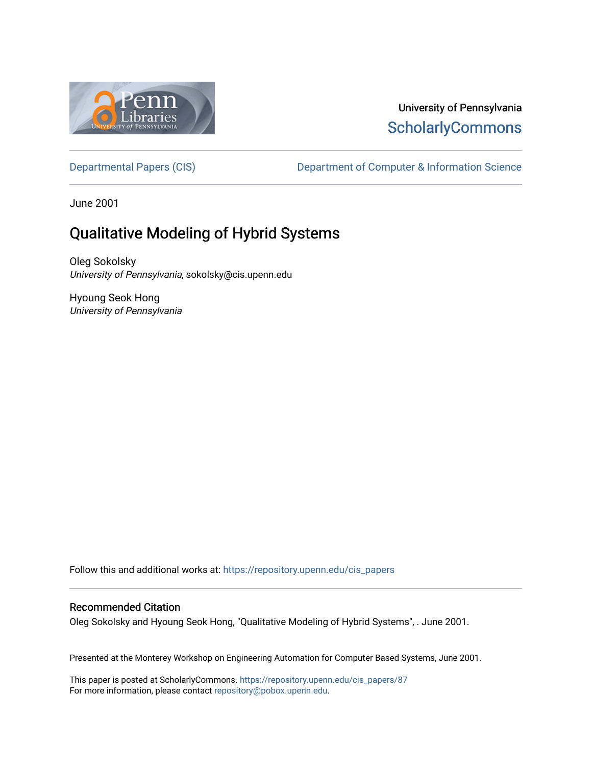University of Pennsylvania
ScholarlyCommons

Departmental Papers (CIS) | Department of Computer & Information Science

June 2001

# Qualitative Modeling of Hybrid Systems

Oleg Sokolsky
*University of Pennsylvania*, sokolsky@cis.upenn.edu

Hyoung Seok Hong
*University of Pennsylvania*

Follow this and additional works at: https://repository.upenn.edu/cis_papers

## Recommended Citation

Oleg Sokolsky and Hyoung Seok Hong, "Qualitative Modeling of Hybrid Systems", . June 2001.

Presented at the Monterey Workshop on Engineering Automation for Computer Based Systems, June 2001.

This paper is posted at ScholarlyCommons. https://repository.upenn.edu/cis_papers/87
For more information, please contact repository@pobox.upenn.edu.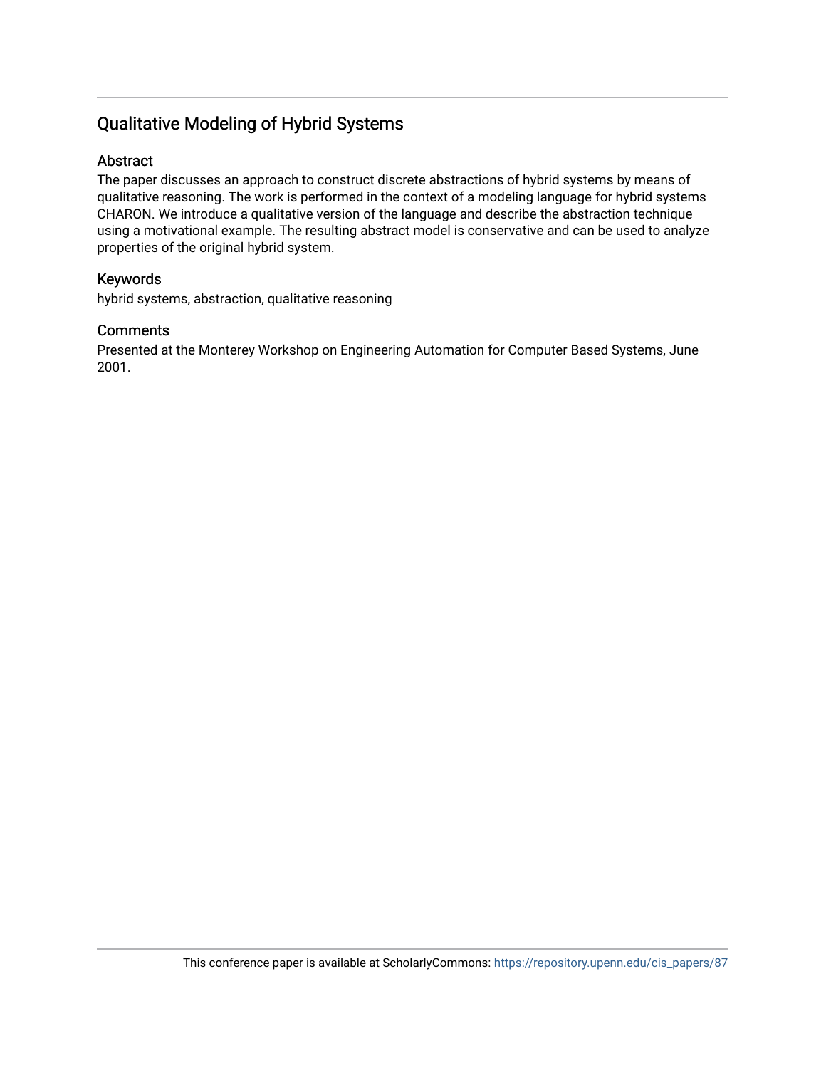# Qualitative Modeling of Hybrid Systems

## Abstract

The paper discusses an approach to construct discrete abstractions of hybrid systems by means of qualitative reasoning. The work is performed in the context of a modeling language for hybrid systems CHARON. We introduce a qualitative version of the language and describe the abstraction technique using a motivational example. The resulting abstract model is conservative and can be used to analyze properties of the original hybrid system.

## Keywords

hybrid systems, abstraction, qualitative reasoning

## Comments

Presented at the Monterey Workshop on Engineering Automation for Computer Based Systems, June 2001.

This conference paper is available at ScholarlyCommons: https://repository.upenn.edu/cis_papers/87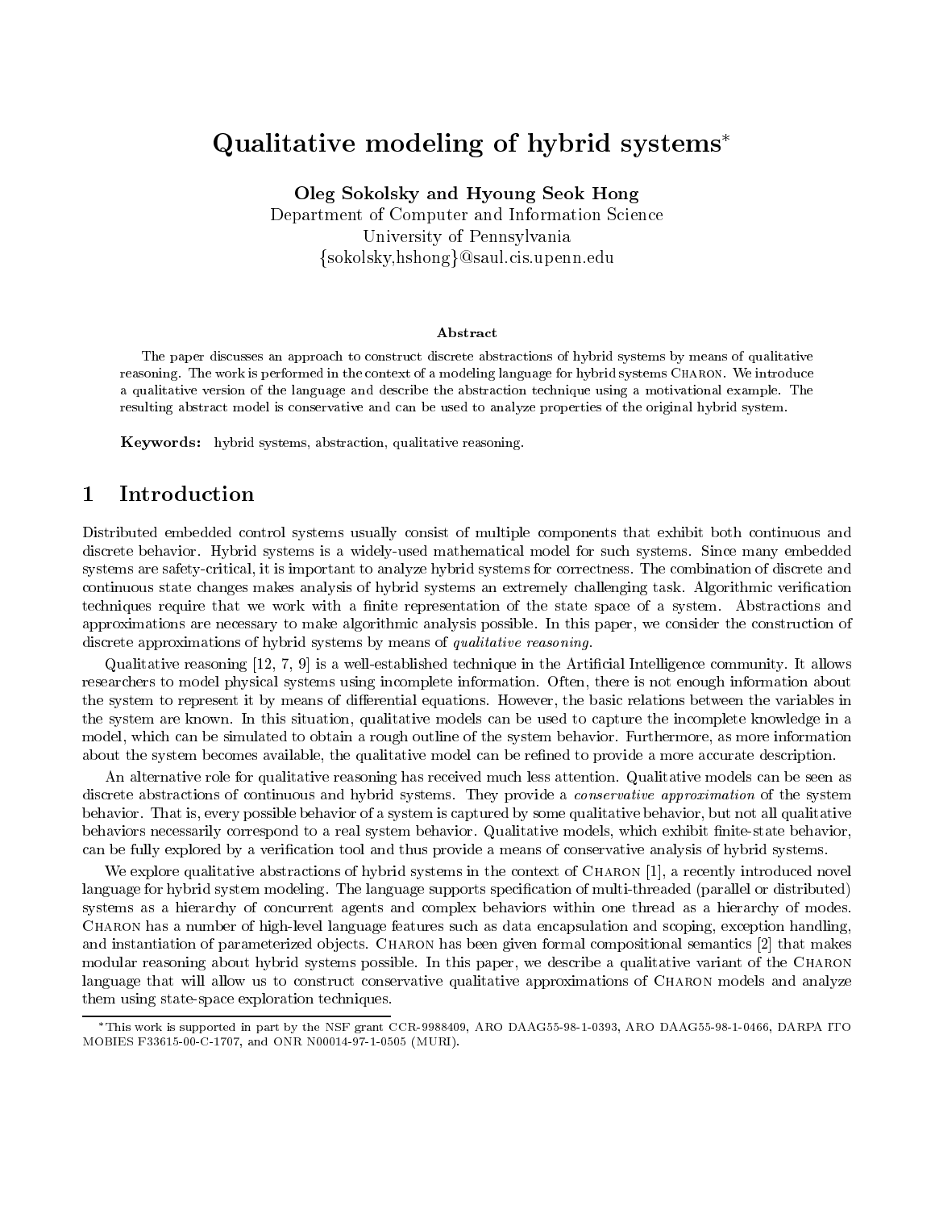# Qualitative modeling of hybrid systems*

**Oleg Sokolsky and Hyoung Seok Hong**
Department of Computer and Information Science
University of Pennsylvania
{sokolsky,hshong}@saul.cis.upenn.edu

### Abstract

The paper discusses an approach to construct discrete abstractions of hybrid systems by means of qualitative reasoning. The work is performed in the context of a modeling language for hybrid systems Charon. We introduce a qualitative version of the language and describe the abstraction technique using a motivational example. The resulting abstract model is conservative and can be used to analyze properties of the original hybrid system.

**Keywords:** hybrid systems, abstraction, qualitative reasoning.

## 1 Introduction

Distributed embedded control systems usually consist of multiple components that exhibit both continuous and discrete behavior. Hybrid systems is a widely-used mathematical model for such systems. Since many embedded systems are safety-critical, it is important to analyze hybrid systems for correctness. The combination of discrete and continuous state changes makes analysis of hybrid systems an extremely challenging task. Algorithmic verification techniques require that we work with a finite representation of the state space of a system. Abstractions and approximations are necessary to make algorithmic analysis possible. In this paper, we consider the construction of discrete approximations of hybrid systems by means of *qualitative reasoning*.

Qualitative reasoning [12, 7, 9] is a well-established technique in the Artificial Intelligence community. It allows researchers to model physical systems using incomplete information. Often, there is not enough information about the system to represent it by means of differential equations. However, the basic relations between the variables in the system are known. In this situation, qualitative models can be used to capture the incomplete knowledge in a model, which can be simulated to obtain a rough outline of the system behavior. Furthermore, as more information about the system becomes available, the qualitative model can be refined to provide a more accurate description.

An alternative role for qualitative reasoning has received much less attention. Qualitative models can be seen as discrete abstractions of continuous and hybrid systems. They provide a *conservative approximation* of the system behavior. That is, every possible behavior of a system is captured by some qualitative behavior, but not all qualitative behaviors necessarily correspond to a real system behavior. Qualitative models, which exhibit finite-state behavior, can be fully explored by a verification tool and thus provide a means of conservative analysis of hybrid systems.

We explore qualitative abstractions of hybrid systems in the context of Charon [1], a recently introduced novel language for hybrid system modeling. The language supports specification of multi-threaded (parallel or distributed) systems as a hierarchy of concurrent agents and complex behaviors within one thread as a hierarchy of modes. Charon has a number of high-level language features such as data encapsulation and scoping, exception handling, and instantiation of parameterized objects. Charon has been given formal compositional semantics [2] that makes modular reasoning about hybrid systems possible. In this paper, we describe a qualitative variant of the Charon language that will allow us to construct conservative qualitative approximations of Charon models and analyze them using state-space exploration techniques.

*This work is supported in part by the NSF grant CCR-9988409, ARO DAAG55-98-1-0393, ARO DAAG55-98-1-0466, DARPA ITO MOBIES F33615-00-C-1707, and ONR N00014-97-1-0505 (MURI).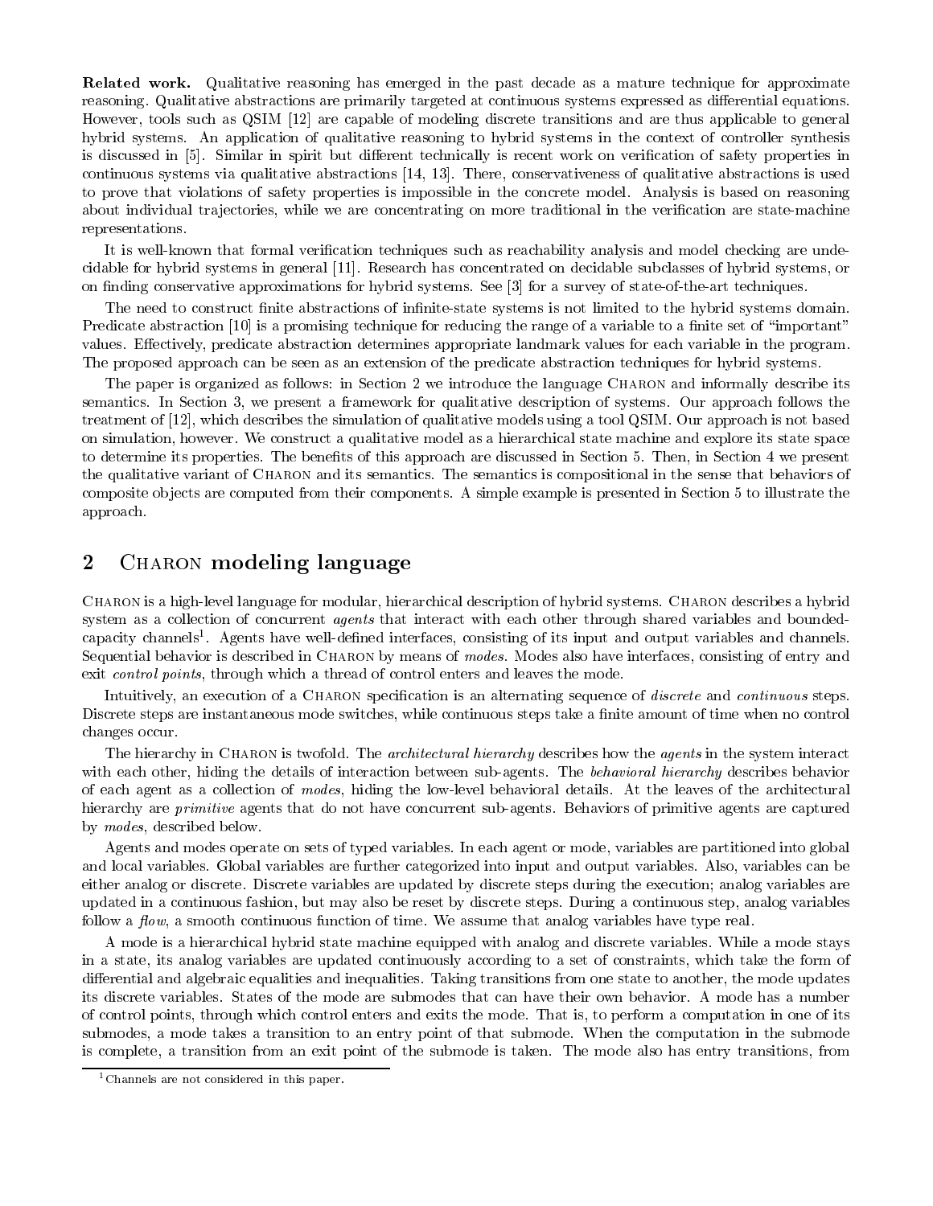**Related work.** Qualitative reasoning has emerged in the past decade as a mature technique for approximate reasoning. Qualitative abstractions are primarily targeted at continuous systems expressed as differential equations. However, tools such as QSIM [12] are capable of modeling discrete transitions and are thus applicable to general hybrid systems. An application of qualitative reasoning to hybrid systems in the context of controller synthesis is discussed in [5]. Similar in spirit but different technically is recent work on verification of safety properties in continuous systems via qualitative abstractions [14, 13]. There, conservativeness of qualitative abstractions is used to prove that violations of safety properties is impossible in the concrete model. Analysis is based on reasoning about individual trajectories, while we are concentrating on more traditional in the verification are state-machine representations.

It is well-known that formal verification techniques such as reachability analysis and model checking are undecidable for hybrid systems in general [11]. Research has concentrated on decidable subclasses of hybrid systems, or on finding conservative approximations for hybrid systems. See [3] for a survey of state-of-the-art techniques.

The need to construct finite abstractions of infinite-state systems is not limited to the hybrid systems domain. Predicate abstraction [10] is a promising technique for reducing the range of a variable to a finite set of "important" values. Effectively, predicate abstraction determines appropriate landmark values for each variable in the program. The proposed approach can be seen as an extension of the predicate abstraction techniques for hybrid systems.

The paper is organized as follows: in Section 2 we introduce the language Charon and informally describe its semantics. In Section 3, we present a framework for qualitative description of systems. Our approach follows the treatment of [12], which describes the simulation of qualitative models using a tool QSIM. Our approach is not based on simulation, however. We construct a qualitative model as a hierarchical state machine and explore its state space to determine its properties. The benefits of this approach are discussed in Section 5. Then, in Section 4 we present the qualitative variant of Charon and its semantics. The semantics is compositional in the sense that behaviors of composite objects are computed from their components. A simple example is presented in Section 5 to illustrate the approach.

## 2 Charon modeling language

Charon is a high-level language for modular, hierarchical description of hybrid systems. Charon describes a hybrid system as a collection of concurrent *agents* that interact with each other through shared variables and bounded-capacity channels[1]. Agents have well-defined interfaces, consisting of its input and output variables and channels. Sequential behavior is described in Charon by means of *modes*. Modes also have interfaces, consisting of entry and exit *control points*, through which a thread of control enters and leaves the mode.

Intuitively, an execution of a Charon specification is an alternating sequence of *discrete* and *continuous* steps. Discrete steps are instantaneous mode switches, while continuous steps take a finite amount of time when no control changes occur.

The hierarchy in Charon is twofold. The *architectural hierarchy* describes how the *agents* in the system interact with each other, hiding the details of interaction between sub-agents. The *behavioral hierarchy* describes behavior of each agent as a collection of *modes*, hiding the low-level behavioral details. At the leaves of the architectural hierarchy are *primitive* agents that do not have concurrent sub-agents. Behaviors of primitive agents are captured by *modes*, described below.

Agents and modes operate on sets of typed variables. In each agent or mode, variables are partitioned into global and local variables. Global variables are further categorized into input and output variables. Also, variables can be either analog or discrete. Discrete variables are updated by discrete steps during the execution; analog variables are updated in a continuous fashion, but may also be reset by discrete steps. During a continuous step, analog variables follow a *flow*, a smooth continuous function of time. We assume that analog variables have type real.

A mode is a hierarchical hybrid state machine equipped with analog and discrete variables. While a mode stays in a state, its analog variables are updated continuously according to a set of constraints, which take the form of differential and algebraic equalities and inequalities. Taking transitions from one state to another, the mode updates its discrete variables. States of the mode are submodes that can have their own behavior. A mode has a number of control points, through which control enters and exits the mode. That is, to perform a computation in one of its submodes, a mode takes a transition to an entry point of that submode. When the computation in the submode is complete, a transition from an exit point of the submode is taken. The mode also has entry transitions, from

[1] Channels are not considered in this paper.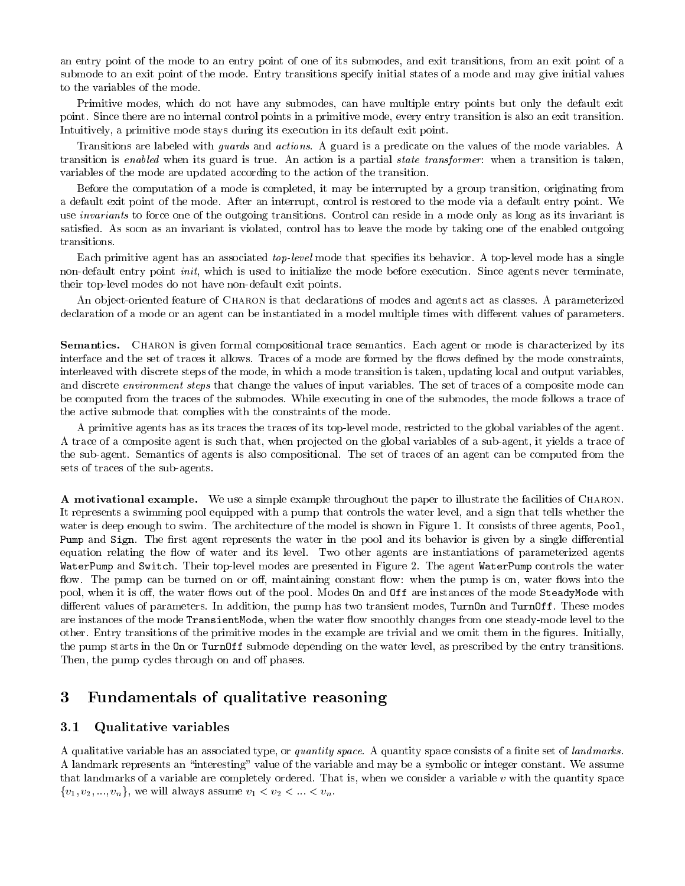an entry point of the mode to an entry point of one of its submodes, and exit transitions, from an exit point of a submode to an exit point of the mode. Entry transitions specify initial states of a mode and may give initial values to the variables of the mode.

Primitive modes, which do not have any submodes, can have multiple entry points but only the default exit point. Since there are no internal control points in a primitive mode, every entry transition is also an exit transition. Intuitively, a primitive mode stays during its execution in its default exit point.

Transitions are labeled with *guards* and *actions*. A guard is a predicate on the values of the mode variables. A transition is *enabled* when its guard is true. An action is a partial *state transformer*: when a transition is taken, variables of the mode are updated according to the action of the transition.

Before the computation of a mode is completed, it may be interrupted by a group transition, originating from a default exit point of the mode. After an interrupt, control is restored to the mode via a default entry point. We use *invariants* to force one of the outgoing transitions. Control can reside in a mode only as long as its invariant is satisfied. As soon as an invariant is violated, control has to leave the mode by taking one of the enabled outgoing transitions.

Each primitive agent has an associated *top-level* mode that specifies its behavior. A top-level mode has a single non-default entry point *init*, which is used to initialize the mode before execution. Since agents never terminate, their top-level modes do not have non-default exit points.

An object-oriented feature of Charon is that declarations of modes and agents act as classes. A parameterized declaration of a mode or an agent can be instantiated in a model multiple times with different values of parameters.

**Semantics.** Charon is given formal compositional trace semantics. Each agent or mode is characterized by its interface and the set of traces it allows. Traces of a mode are formed by the flows defined by the mode constraints, interleaved with discrete steps of the mode, in which a mode transition is taken, updating local and output variables, and discrete *environment steps* that change the values of input variables. The set of traces of a composite mode can be computed from the traces of the submodes. While executing in one of the submodes, the mode follows a trace of the active submode that complies with the constraints of the mode.

A primitive agents has as its traces the traces of its top-level mode, restricted to the global variables of the agent. A trace of a composite agent is such that, when projected on the global variables of a sub-agent, it yields a trace of the sub-agent. Semantics of agents is also compositional. The set of traces of an agent can be computed from the sets of traces of the sub-agents.

**A motivational example.** We use a simple example throughout the paper to illustrate the facilities of Charon. It represents a swimming pool equipped with a pump that controls the water level, and a sign that tells whether the water is deep enough to swim. The architecture of the model is shown in Figure 1. It consists of three agents, `Pool`, `Pump` and `Sign`. The first agent represents the water in the pool and its behavior is given by a single differential equation relating the flow of water and its level. Two other agents are instantiations of parameterized agents `WaterPump` and `Switch`. Their top-level modes are presented in Figure 2. The agent `WaterPump` controls the water flow. The pump can be turned on or off, maintaining constant flow: when the pump is on, water flows into the pool, when it is off, the water flows out of the pool. Modes `On` and `Off` are instances of the mode `SteadyMode` with different values of parameters. In addition, the pump has two transient modes, `TurnOn` and `TurnOff`. These modes are instances of the mode `TransientMode`, when the water flow smoothly changes from one steady-mode level to the other. Entry transitions of the primitive modes in the example are trivial and we omit them in the figures. Initially, the pump starts in the `On` or `TurnOff` submode depending on the water level, as prescribed by the entry transitions. Then, the pump cycles through on and off phases.

## 3 Fundamentals of qualitative reasoning

### 3.1 Qualitative variables

A qualitative variable has an associated type, or *quantity space*. A quantity space consists of a finite set of *landmarks*. A landmark represents an "interesting" value of the variable and may be a symbolic or integer constant. We assume that landmarks of a variable are completely ordered. That is, when we consider a variable $v$ with the quantity space $\{v_1, v_2, ..., v_n\}$, we will always assume $v_1 < v_2 < ... < v_n$.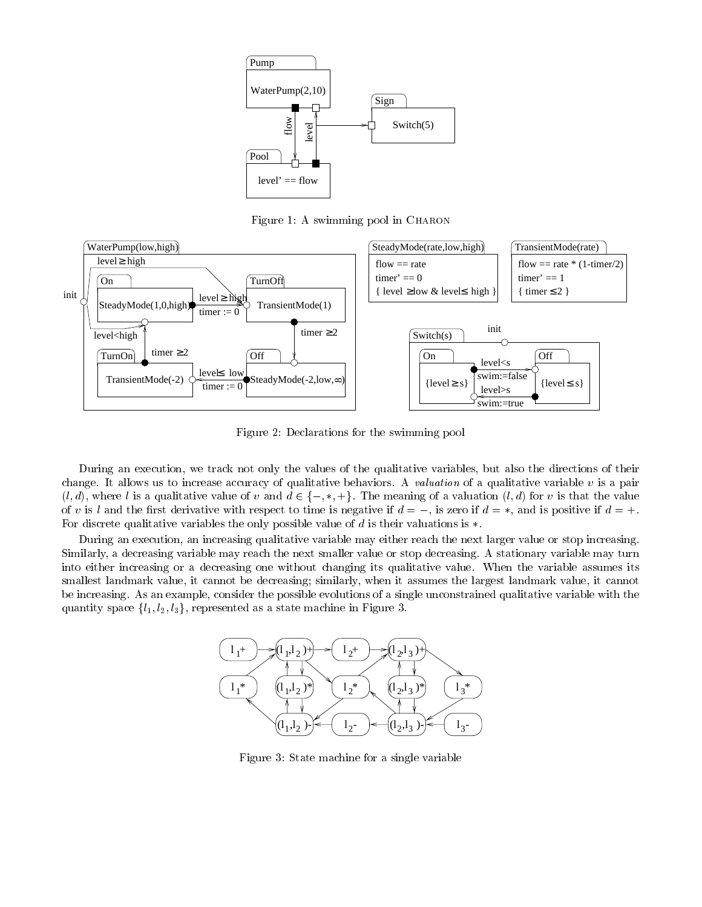Figure 1: A swimming pool in Charon

Figure 2: Declarations for the swimming pool

During an execution, we track not only the values of the qualitative variables, but also the directions of their change. It allows us to increase accuracy of qualitative behaviors. A *valuation* of a qualitative variable $v$ is a pair $(l, d)$, where $l$ is a qualitative value of $v$ and $d \in \{-, *, +\}$. The meaning of a valuation $(l, d)$ for $v$ is that the value of $v$ is $l$ and the first derivative with respect to time is negative if $d = -$, is zero if $d = *$, and is positive if $d = +$. For discrete qualitative variables the only possible value of $d$ is their valuations is $*$.

During an execution, an increasing qualitative variable may either reach the next larger value or stop increasing. Similarly, a decreasing variable may reach the next smaller value or stop decreasing. A stationary variable may turn into either increasing or a decreasing one without changing its qualitative value. When the variable assumes its smallest landmark value, it cannot be decreasing; similarly, when it assumes the largest landmark value, it cannot be increasing. As an example, consider the possible evolutions of a single unconstrained qualitative variable with the quantity space $\{l_1, l_2, l_3\}$, represented as a state machine in Figure 3.

Figure 3: State machine for a single variable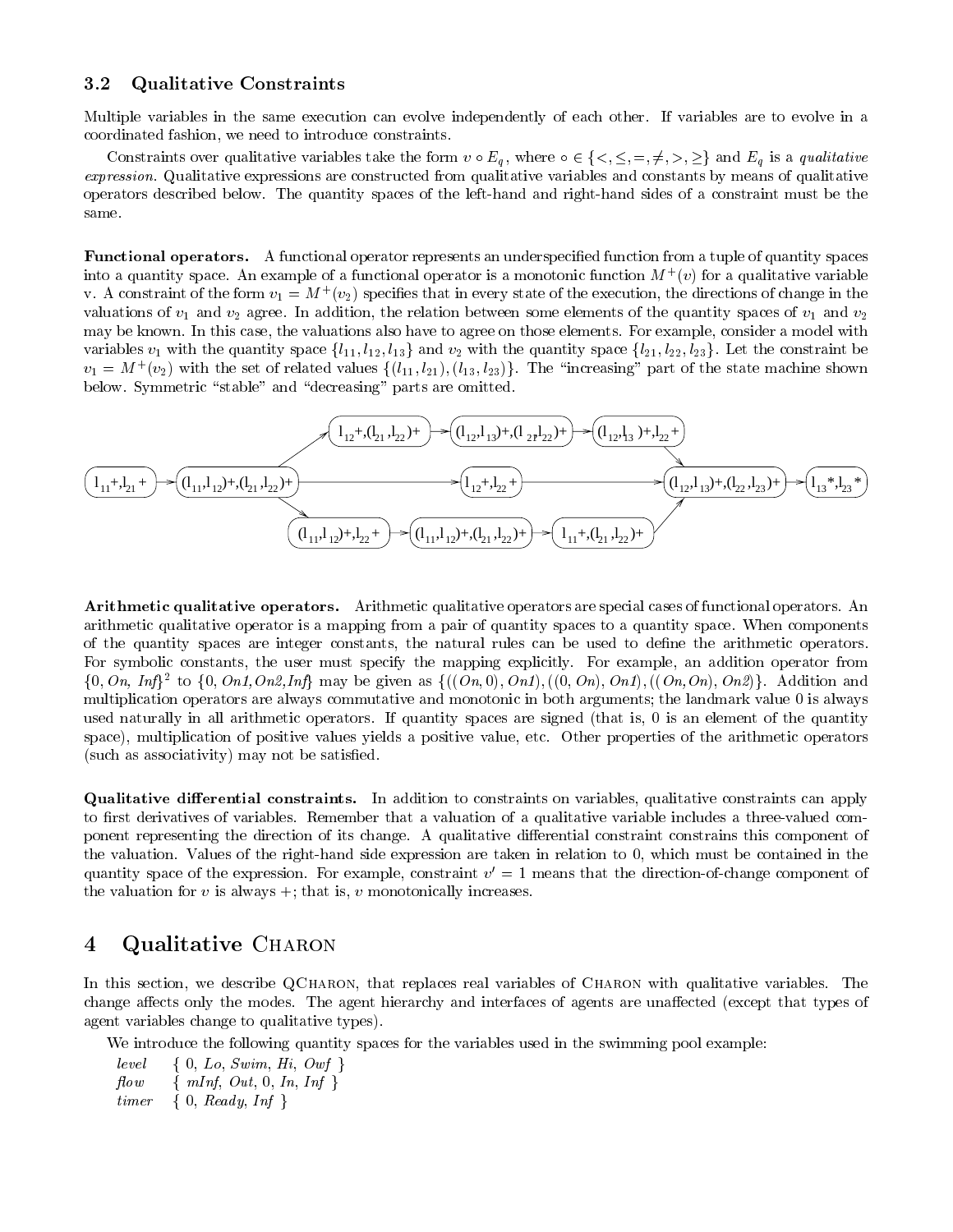### 3.2 Qualitative Constraints

Multiple variables in the same execution can evolve independently of each other. If variables are to evolve in a coordinated fashion, we need to introduce constraints.

Constraints over qualitative variables take the form $v \circ E_q$, where $\circ \in \{<, \leq, =, \neq, >, \geq\}$ and $E_q$ is a *qualitative expression*. Qualitative expressions are constructed from qualitative variables and constants by means of qualitative operators described below. The quantity spaces of the left-hand and right-hand sides of a constraint must be the same.

**Functional operators.** A functional operator represents an underspecified function from a tuple of quantity spaces into a quantity space. An example of a functional operator is a monotonic function $M^+(v)$ for a qualitative variable v. A constraint of the form $v_1 = M^+(v_2)$ specifies that in every state of the execution, the directions of change in the valuations of $v_1$ and $v_2$ agree. In addition, the relation between some elements of the quantity spaces of $v_1$ and $v_2$ may be known. In this case, the valuations also have to agree on those elements. For example, consider a model with variables $v_1$ with the quantity space $\{l_{11}, l_{12}, l_{13}\}$ and $v_2$ with the quantity space $\{l_{21}, l_{22}, l_{23}\}$. Let the constraint be $v_1 = M^+(v_2)$ with the set of related values $\{(l_{11}, l_{21}), (l_{13}, l_{23})\}$. The "increasing" part of the state machine shown below. Symmetric "stable" and "decreasing" parts are omitted.

$l_{11}+, l_{21}+$ → $(l_{11},l_{12})+, (l_{21},l_{22})+$ → $l_{12}+, (l_{21},l_{22})+$ → $(l_{12},l_{13})+, (l_{21},l_{22})+$ → $(l_{12},l_{13})+, l_{22}+$ → $(l_{12},l_{13})+, (l_{22},l_{23})+$ → $l_{13}*, l_{23}*$

$(l_{11},l_{12})+, (l_{21},l_{22})+$ → $l_{12}+, l_{22}+$ → $(l_{12},l_{13})+, (l_{22},l_{23})+$

$(l_{11},l_{12})+, (l_{21},l_{22})+$ → $(l_{11},l_{12})+, l_{22}+$ → $(l_{11},l_{12})+, (l_{21},l_{22})+$ → $l_{11}+, (l_{21},l_{22})+$ → $(l_{12},l_{13})+, (l_{22},l_{23})+$

**Arithmetic qualitative operators.** Arithmetic qualitative operators are special cases of functional operators. An arithmetic qualitative operator is a mapping from a pair of quantity spaces to a quantity space. When components of the quantity spaces are integer constants, the natural rules can be used to define the arithmetic operators. For symbolic constants, the user must specify the mapping explicitly. For example, an addition operator from $\{0, \mathit{On}, \mathit{Inf}\}^2$ to $\{0, \mathit{On1}, \mathit{On2}, \mathit{Inf}\}$ may be given as $\{((\mathit{On}, 0), \mathit{On1}), ((0, \mathit{On}), \mathit{On1}), ((\mathit{On}, \mathit{On}), \mathit{On2})\}$. Addition and multiplication operators are always commutative and monotonic in both arguments; the landmark value 0 is always used naturally in all arithmetic operators. If quantity spaces are signed (that is, 0 is an element of the quantity space), multiplication of positive values yields a positive value, etc. Other properties of the arithmetic operators (such as associativity) may not be satisfied.

**Qualitative differential constraints.** In addition to constraints on variables, qualitative constraints can apply to first derivatives of variables. Remember that a valuation of a qualitative variable includes a three-valued component representing the direction of its change. A qualitative differential constraint constrains this component of the valuation. Values of the right-hand side expression are taken in relation to 0, which must be contained in the quantity space of the expression. For example, constraint $v' = 1$ means that the direction-of-change component of the valuation for $v$ is always $+$; that is, $v$ monotonically increases.

## 4 Qualitative Charon

In this section, we describe QCharon, that replaces real variables of Charon with qualitative variables. The change affects only the modes. The agent hierarchy and interfaces of agents are unaffected (except that types of agent variables change to qualitative types).

We introduce the following quantity spaces for the variables used in the swimming pool example:

*level* { 0, *Lo*, *Swim*, *Hi*, *Owf* }
*flow* { *mInf*, *Out*, 0, *In*, *Inf* }
*timer* { 0, *Ready*, *Inf* }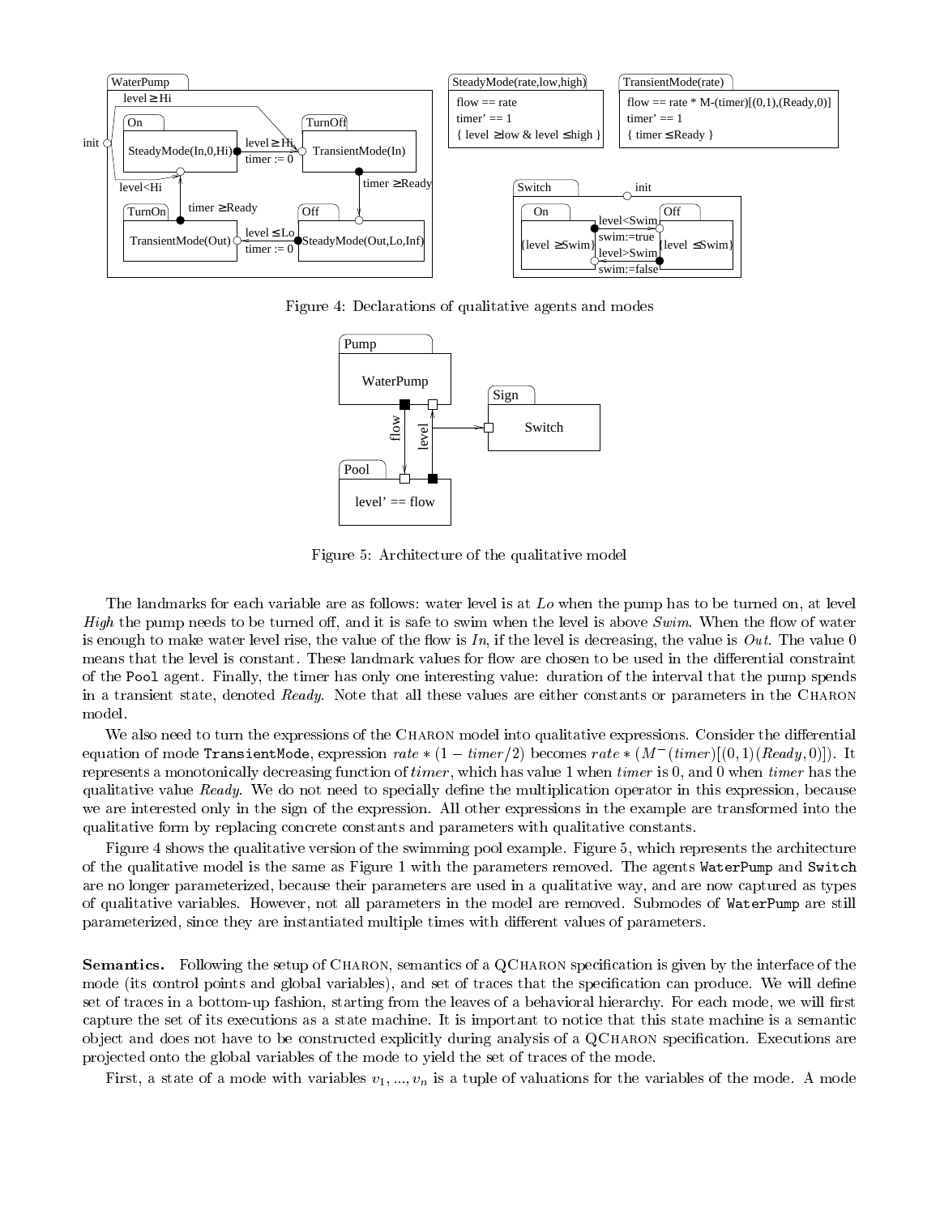Figure 4: Declarations of qualitative agents and modes

Figure 5: Architecture of the qualitative model

The landmarks for each variable are as follows: water level is at *Lo* when the pump has to be turned on, at level *High* the pump needs to be turned off, and it is safe to swim when the level is above *Swim*. When the flow of water is enough to make water level rise, the value of the flow is *In*, if the level is decreasing, the value is *Out*. The value 0 means that the level is constant. These landmark values for flow are chosen to be used in the differential constraint of the `Pool` agent. Finally, the timer has only one interesting value: duration of the interval that the pump spends in a transient state, denoted *Ready*. Note that all these values are either constants or parameters in the CHARON model.

We also need to turn the expressions of the CHARON model into qualitative expressions. Consider the differential equation of mode `TransientMode`, expression $rate * (1 - timer/2)$ becomes $rate * (M^{-}(timer)[(0,1)(Ready,0)])$. It represents a monotonically decreasing function of *timer*, which has value 1 when *timer* is 0, and 0 when *timer* has the qualitative value *Ready*. We do not need to specially define the multiplication operator in this expression, because we are interested only in the sign of the expression. All other expressions in the example are transformed into the qualitative form by replacing concrete constants and parameters with qualitative constants.

Figure 4 shows the qualitative version of the swimming pool example. Figure 5, which represents the architecture of the qualitative model is the same as Figure 1 with the parameters removed. The agents `WaterPump` and `Switch` are no longer parameterized, because their parameters are used in a qualitative way, and are now captured as types of qualitative variables. However, not all parameters in the model are removed. Submodes of `WaterPump` are still parameterized, since they are instantiated multiple times with different values of parameters.

**Semantics.** Following the setup of CHARON, semantics of a QCHARON specification is given by the interface of the mode (its control points and global variables), and set of traces that the specification can produce. We will define set of traces in a bottom-up fashion, starting from the leaves of a behavioral hierarchy. For each mode, we will first capture the set of its executions as a state machine. It is important to notice that this state machine is a semantic object and does not have to be constructed explicitly during analysis of a QCHARON specification. Executions are projected onto the global variables of the mode to yield the set of traces of the mode.

First, a state of a mode with variables $v_1, ..., v_n$ is a tuple of valuations for the variables of the mode. A mode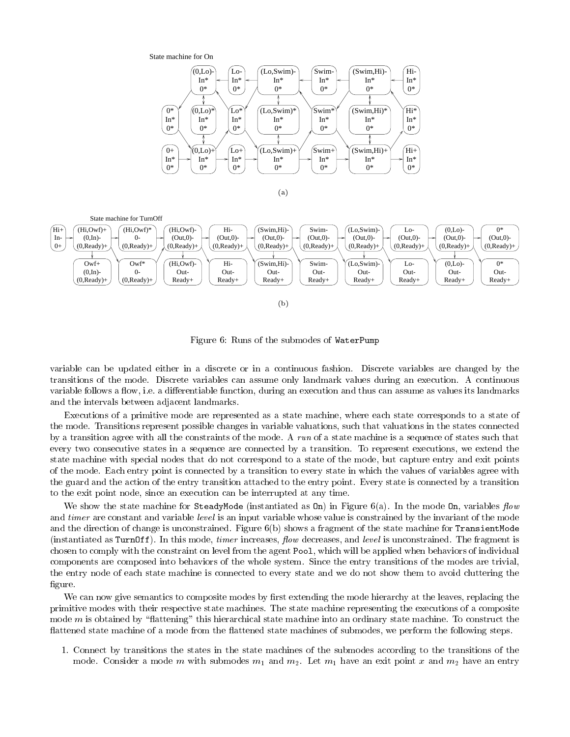State machine for On

(a)

State machine for TurnOff

(b)

Figure 6: Runs of the submodes of `WaterPump`

variable can be updated either in a discrete or in a continuous fashion. Discrete variables are changed by the transitions of the mode. Discrete variables can assume only landmark values during an execution. A continuous variable follows a flow, i.e. a differentiable function, during an execution and thus can assume as values its landmarks and the intervals between adjacent landmarks.

Executions of a primitive mode are represented as a state machine, where each state corresponds to a state of the mode. Transitions represent possible changes in variable valuations, such that valuations in the states connected by a transition agree with all the constraints of the mode. A *run* of a state machine is a sequence of states such that every two consecutive states in a sequence are connected by a transition. To represent executions, we extend the state machine with special nodes that do not correspond to a state of the mode, but capture entry and exit points of the mode. Each entry point is connected by a transition to every state in which the values of variables agree with the guard and the action of the entry transition attached to the entry point. Every state is connected by a transition to the exit point node, since an execution can be interrupted at any time.

We show the state machine for `SteadyMode` (instantiated as `On`) in Figure 6(a). In the mode `On`, variables *flow* and *timer* are constant and variable *level* is an input variable whose value is constrained by the invariant of the mode and the direction of change is unconstrained. Figure 6(b) shows a fragment of the state machine for `TransientMode` (instantiated as `TurnOff`). In this mode, *timer* increases, *flow* decreases, and *level* is unconstrained. The fragment is chosen to comply with the constraint on level from the agent `Pool`, which will be applied when behaviors of individual components are composed into behaviors of the whole system. Since the entry transitions of the modes are trivial, the entry node of each state machine is connected to every state and we do not show them to avoid cluttering the figure.

We can now give semantics to composite modes by first extending the mode hierarchy at the leaves, replacing the primitive modes with their respective state machines. The state machine representing the executions of a composite mode $m$ is obtained by "flattening" this hierarchical state machine into an ordinary state machine. To construct the flattened state machine of a mode from the flattened state machines of submodes, we perform the following steps.

1. Connect by transitions the states in the state machines of the submodes according to the transitions of the mode. Consider a mode $m$ with submodes $m_1$ and $m_2$. Let $m_1$ have an exit point $x$ and $m_2$ have an entry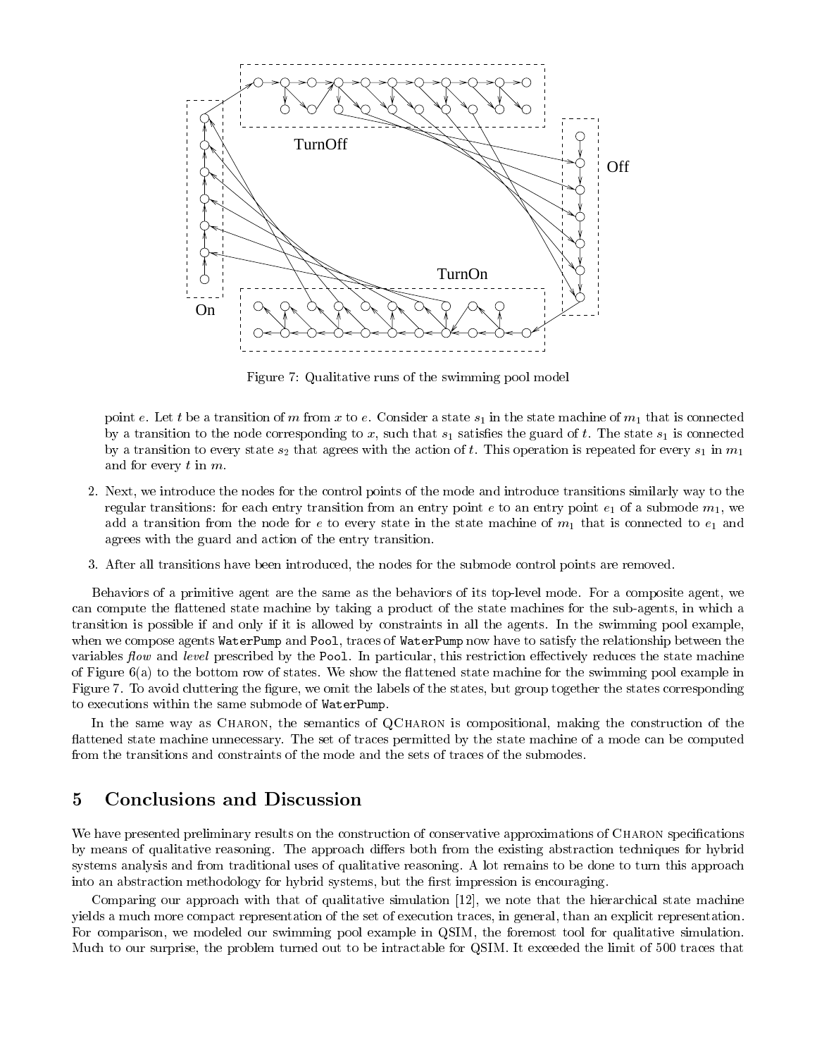Figure 7: Qualitative runs of the swimming pool model

point $e$. Let $t$ be a transition of $m$ from $x$ to $e$. Consider a state $s_1$ in the state machine of $m_1$ that is connected by a transition to the node corresponding to $x$, such that $s_1$ satisfies the guard of $t$. The state $s_1$ is connected by a transition to every state $s_2$ that agrees with the action of $t$. This operation is repeated for every $s_1$ in $m_1$ and for every $t$ in $m$.

2. Next, we introduce the nodes for the control points of the mode and introduce transitions similarly way to the regular transitions: for each entry transition from an entry point $e$ to an entry point $e_1$ of a submode $m_1$, we add a transition from the node for $e$ to every state in the state machine of $m_1$ that is connected to $e_1$ and agrees with the guard and action of the entry transition.

3. After all transitions have been introduced, the nodes for the submode control points are removed.

Behaviors of a primitive agent are the same as the behaviors of its top-level mode. For a composite agent, we can compute the flattened state machine by taking a product of the state machines for the sub-agents, in which a transition is possible if and only if it is allowed by constraints in all the agents. In the swimming pool example, when we compose agents `WaterPump` and `Pool`, traces of `WaterPump` now have to satisfy the relationship between the variables *flow* and *level* prescribed by the `Pool`. In particular, this restriction effectively reduces the state machine of Figure 6(a) to the bottom row of states. We show the flattened state machine for the swimming pool example in Figure 7. To avoid cluttering the figure, we omit the labels of the states, but group together the states corresponding to executions within the same submode of `WaterPump`.

In the same way as CHARON, the semantics of QCHARON is compositional, making the construction of the flattened state machine unnecessary. The set of traces permitted by the state machine of a mode can be computed from the transitions and constraints of the mode and the sets of traces of the submodes.

## 5 Conclusions and Discussion

We have presented preliminary results on the construction of conservative approximations of CHARON specifications by means of qualitative reasoning. The approach differs both from the existing abstraction techniques for hybrid systems analysis and from traditional uses of qualitative reasoning. A lot remains to be done to turn this approach into an abstraction methodology for hybrid systems, but the first impression is encouraging.

Comparing our approach with that of qualitative simulation [12], we note that the hierarchical state machine yields a much more compact representation of the set of execution traces, in general, than an explicit representation. For comparison, we modeled our swimming pool example in QSIM, the foremost tool for qualitative simulation. Much to our surprise, the problem turned out to be intractable for QSIM. It exceeded the limit of 500 traces that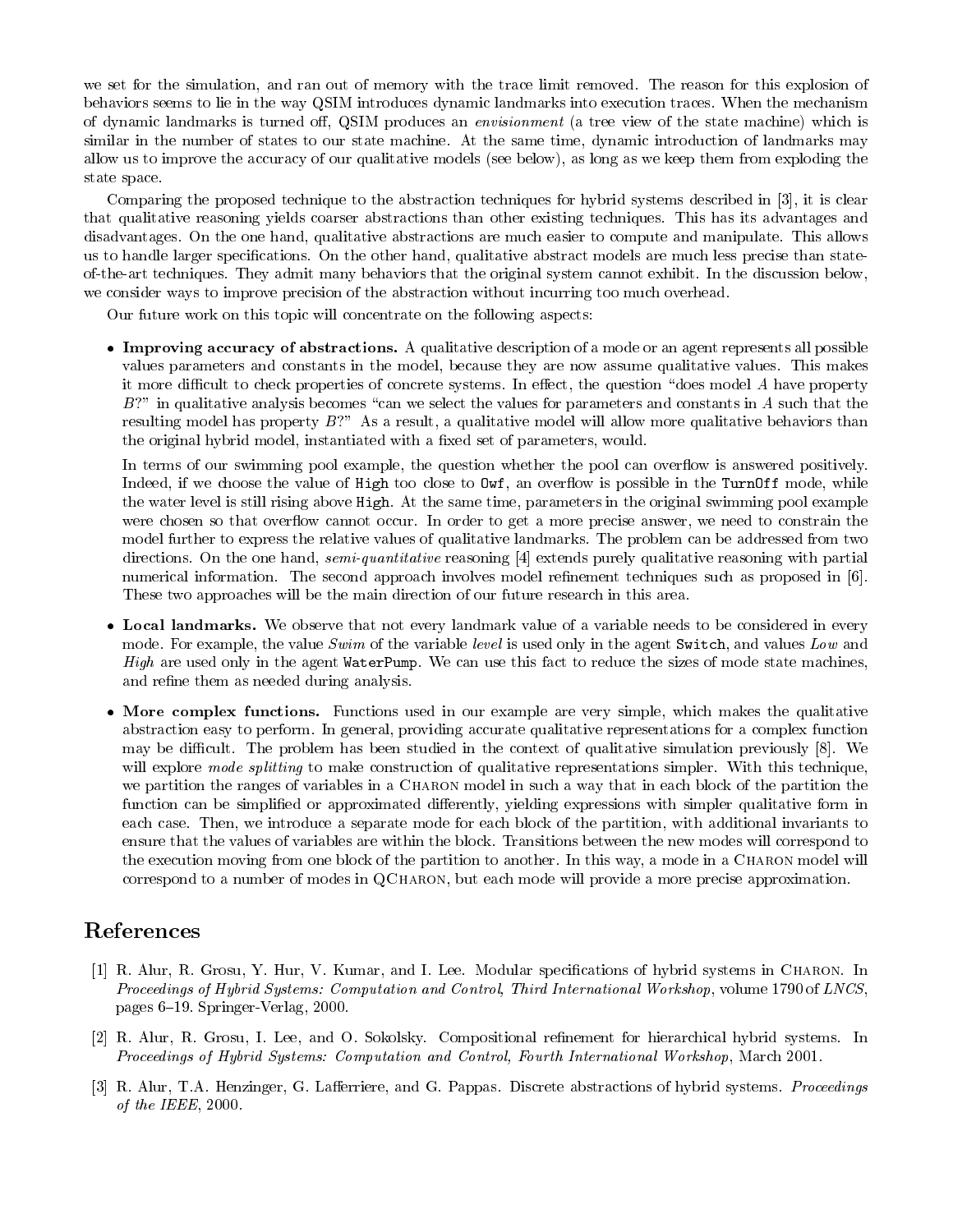we set for the simulation, and ran out of memory with the trace limit removed. The reason for this explosion of behaviors seems to lie in the way QSIM introduces dynamic landmarks into execution traces. When the mechanism of dynamic landmarks is turned off, QSIM produces an *envisionment* (a tree view of the state machine) which is similar in the number of states to our state machine. At the same time, dynamic introduction of landmarks may allow us to improve the accuracy of our qualitative models (see below), as long as we keep them from exploding the state space.

Comparing the proposed technique to the abstraction techniques for hybrid systems described in [3], it is clear that qualitative reasoning yields coarser abstractions than other existing techniques. This has its advantages and disadvantages. On the one hand, qualitative abstractions are much easier to compute and manipulate. This allows us to handle larger specifications. On the other hand, qualitative abstract models are much less precise than state-of-the-art techniques. They admit many behaviors that the original system cannot exhibit. In the discussion below, we consider ways to improve precision of the abstraction without incurring too much overhead.

Our future work on this topic will concentrate on the following aspects:

- **Improving accuracy of abstractions.** A qualitative description of a mode or an agent represents all possible values parameters and constants in the model, because they are now assume qualitative values. This makes it more difficult to check properties of concrete systems. In effect, the question "does model $A$ have property $B$?" in qualitative analysis becomes "can we select the values for parameters and constants in $A$ such that the resulting model has property $B$?" As a result, a qualitative model will allow more qualitative behaviors than the original hybrid model, instantiated with a fixed set of parameters, would.

  In terms of our swimming pool example, the question whether the pool can overflow is answered positively. Indeed, if we choose the value of `High` too close to `Owf`, an overflow is possible in the `TurnOff` mode, while the water level is still rising above `High`. At the same time, parameters in the original swimming pool example were chosen so that overflow cannot occur. In order to get a more precise answer, we need to constrain the model further to express the relative values of qualitative landmarks. The problem can be addressed from two directions. On the one hand, *semi-quantitative* reasoning [4] extends purely qualitative reasoning with partial numerical information. The second approach involves model refinement techniques such as proposed in [6]. These two approaches will be the main direction of our future research in this area.

- **Local landmarks.** We observe that not every landmark value of a variable needs to be considered in every mode. For example, the value *Swim* of the variable *level* is used only in the agent `Switch`, and values *Low* and *High* are used only in the agent `WaterPump`. We can use this fact to reduce the sizes of mode state machines, and refine them as needed during analysis.

- **More complex functions.** Functions used in our example are very simple, which makes the qualitative abstraction easy to perform. In general, providing accurate qualitative representations for a complex function may be difficult. The problem has been studied in the context of qualitative simulation previously [8]. We will explore *mode splitting* to make construction of qualitative representations simpler. With this technique, we partition the ranges of variables in a Charon model in such a way that in each block of the partition the function can be simplified or approximated differently, yielding expressions with simpler qualitative form in each case. Then, we introduce a separate mode for each block of the partition, with additional invariants to ensure that the values of variables are within the block. Transitions between the new modes will correspond to the execution moving from one block of the partition to another. In this way, a mode in a Charon model will correspond to a number of modes in QCharon, but each mode will provide a more precise approximation.

## References

[1] R. Alur, R. Grosu, Y. Hur, V. Kumar, and I. Lee. Modular specifications of hybrid systems in Charon. In *Proceedings of Hybrid Systems: Computation and Control, Third International Workshop*, volume 1790 of *LNCS*, pages 6–19. Springer-Verlag, 2000.

[2] R. Alur, R. Grosu, I. Lee, and O. Sokolsky. Compositional refinement for hierarchical hybrid systems. In *Proceedings of Hybrid Systems: Computation and Control, Fourth International Workshop*, March 2001.

[3] R. Alur, T.A. Henzinger, G. Lafferriere, and G. Pappas. Discrete abstractions of hybrid systems. *Proceedings of the IEEE*, 2000.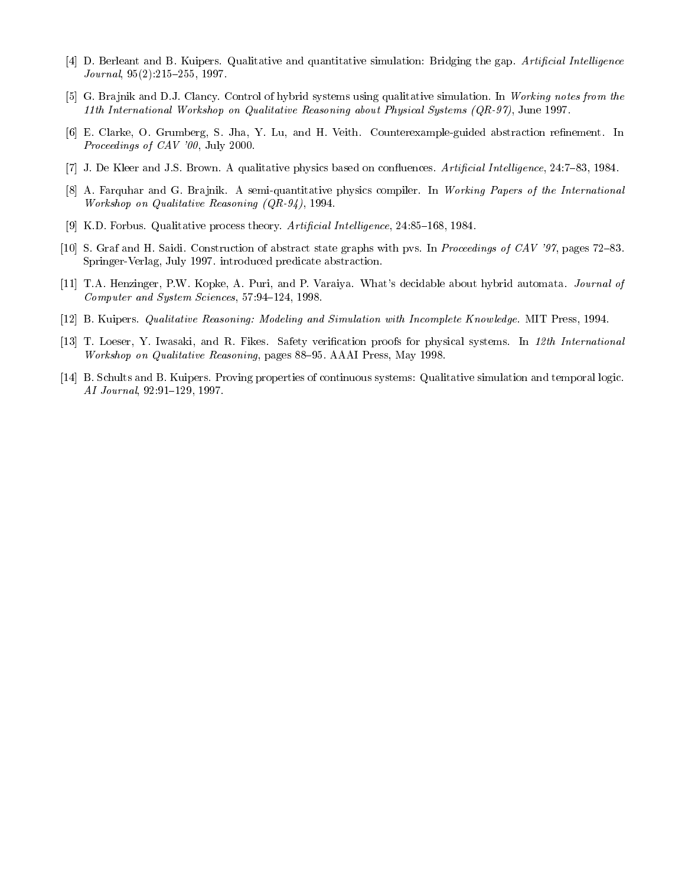[4] D. Berleant and B. Kuipers. Qualitative and quantitative simulation: Bridging the gap. *Artificial Intelligence Journal*, 95(2):215–255, 1997.

[5] G. Brajnik and D.J. Clancy. Control of hybrid systems using qualitative simulation. In *Working notes from the 11th International Workshop on Qualitative Reasoning about Physical Systems (QR-97)*, June 1997.

[6] E. Clarke, O. Grumberg, S. Jha, Y. Lu, and H. Veith. Counterexample-guided abstraction refinement. In *Proceedings of CAV '00*, July 2000.

[7] J. De Kleer and J.S. Brown. A qualitative physics based on confluences. *Artificial Intelligence*, 24:7–83, 1984.

[8] A. Farquhar and G. Brajnik. A semi-quantitative physics compiler. In *Working Papers of the International Workshop on Qualitative Reasoning (QR-94)*, 1994.

[9] K.D. Forbus. Qualitative process theory. *Artificial Intelligence*, 24:85–168, 1984.

[10] S. Graf and H. Saidi. Construction of abstract state graphs with pvs. In *Proceedings of CAV '97*, pages 72–83. Springer-Verlag, July 1997. introduced predicate abstraction.

[11] T.A. Henzinger, P.W. Kopke, A. Puri, and P. Varaiya. What's decidable about hybrid automata. *Journal of Computer and System Sciences*, 57:94–124, 1998.

[12] B. Kuipers. *Qualitative Reasoning: Modeling and Simulation with Incomplete Knowledge*. MIT Press, 1994.

[13] T. Loeser, Y. Iwasaki, and R. Fikes. Safety verification proofs for physical systems. In *12th International Workshop on Qualitative Reasoning*, pages 88–95. AAAI Press, May 1998.

[14] B. Schults and B. Kuipers. Proving properties of continuous systems: Qualitative simulation and temporal logic. *AI Journal*, 92:91–129, 1997.